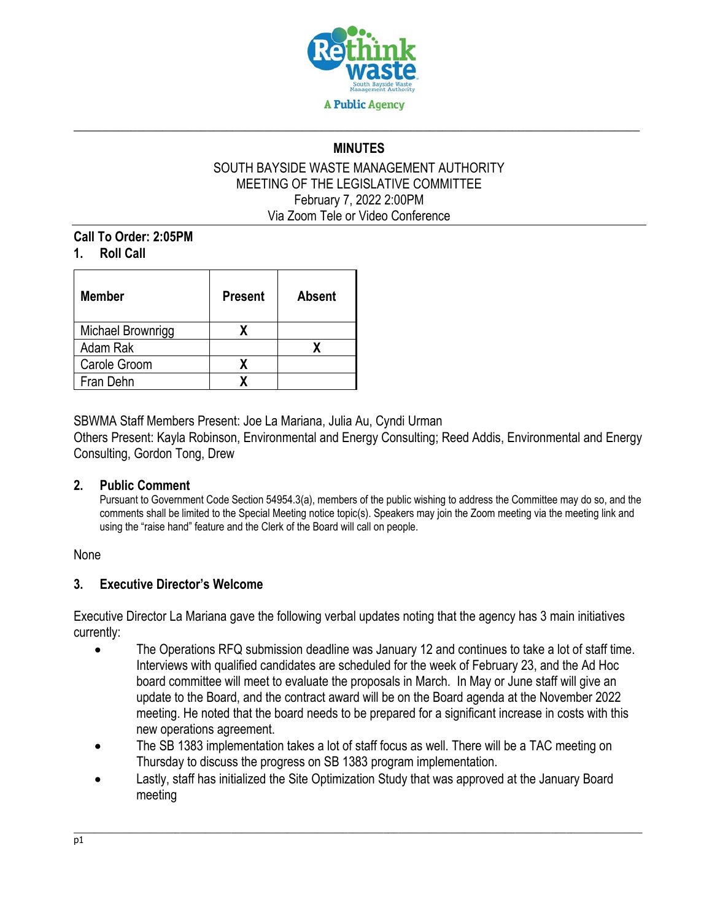Rethink waste
South Bayside Waste Management Authority
A Public Agency

# MINUTES

SOUTH BAYSIDE WASTE MANAGEMENT AUTHORITY
MEETING OF THE LEGISLATIVE COMMITTEE
February 7, 2022 2:00PM
Via Zoom Tele or Video Conference

**Call To Order: 2:05PM**

## 1. Roll Call

| Member | Present | Absent |
|---|---|---|
| Michael Brownrigg | X | |
| Adam Rak | | X |
| Carole Groom | X | |
| Fran Dehn | X | |

SBWMA Staff Members Present: Joe La Mariana, Julia Au, Cyndi Urman
Others Present: Kayla Robinson, Environmental and Energy Consulting; Reed Addis, Environmental and Energy Consulting, Gordon Tong, Drew

## 2. Public Comment

Pursuant to Government Code Section 54954.3(a), members of the public wishing to address the Committee may do so, and the comments shall be limited to the Special Meeting notice topic(s). Speakers may join the Zoom meeting via the meeting link and using the "raise hand" feature and the Clerk of the Board will call on people.

None

## 3. Executive Director's Welcome

Executive Director La Mariana gave the following verbal updates noting that the agency has 3 main initiatives currently:

- The Operations RFQ submission deadline was January 12 and continues to take a lot of staff time. Interviews with qualified candidates are scheduled for the week of February 23, and the Ad Hoc board committee will meet to evaluate the proposals in March. In May or June staff will give an update to the Board, and the contract award will be on the Board agenda at the November 2022 meeting. He noted that the board needs to be prepared for a significant increase in costs with this new operations agreement.
- The SB 1383 implementation takes a lot of staff focus as well. There will be a TAC meeting on Thursday to discuss the progress on SB 1383 program implementation.
- Lastly, staff has initialized the Site Optimization Study that was approved at the January Board meeting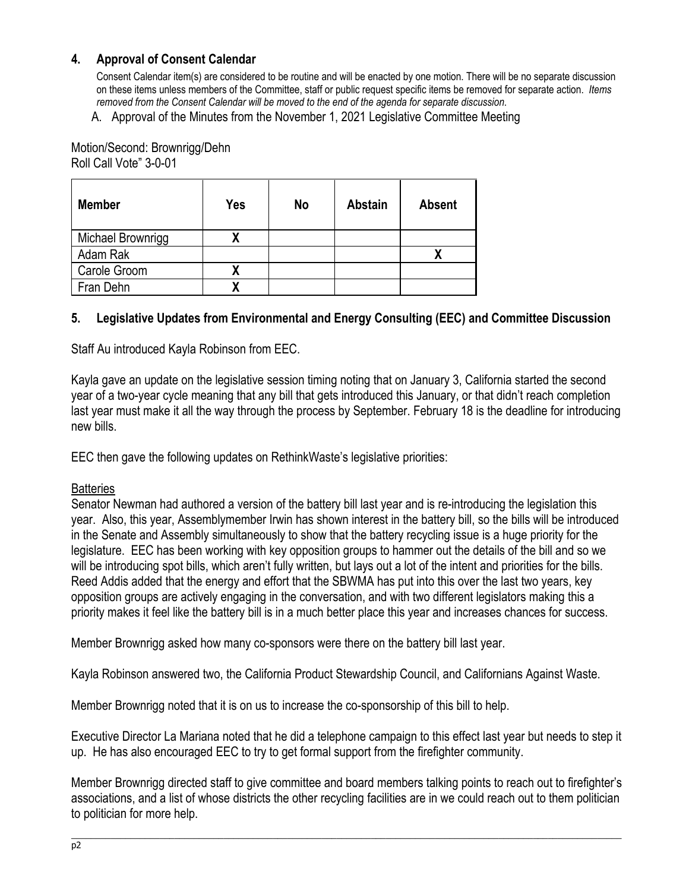## 4. Approval of Consent Calendar

Consent Calendar item(s) are considered to be routine and will be enacted by one motion. There will be no separate discussion on these items unless members of the Committee, staff or public request specific items be removed for separate action. *Items removed from the Consent Calendar will be moved to the end of the agenda for separate discussion.*

A. Approval of the Minutes from the November 1, 2021 Legislative Committee Meeting

Motion/Second: Brownrigg/Dehn
Roll Call Vote" 3-0-01

| Member | Yes | No | Abstain | Absent |
|---|---|---|---|---|
| Michael Brownrigg | X | | | |
| Adam Rak | | | | X |
| Carole Groom | X | | | |
| Fran Dehn | X | | | |

## 5. Legislative Updates from Environmental and Energy Consulting (EEC) and Committee Discussion

Staff Au introduced Kayla Robinson from EEC.

Kayla gave an update on the legislative session timing noting that on January 3, California started the second year of a two-year cycle meaning that any bill that gets introduced this January, or that didn't reach completion last year must make it all the way through the process by September. February 18 is the deadline for introducing new bills.

EEC then gave the following updates on RethinkWaste's legislative priorities:

<u>Batteries</u>

Senator Newman had authored a version of the battery bill last year and is re-introducing the legislation this year. Also, this year, Assemblymember Irwin has shown interest in the battery bill, so the bills will be introduced in the Senate and Assembly simultaneously to show that the battery recycling issue is a huge priority for the legislature. EEC has been working with key opposition groups to hammer out the details of the bill and so we will be introducing spot bills, which aren't fully written, but lays out a lot of the intent and priorities for the bills. Reed Addis added that the energy and effort that the SBWMA has put into this over the last two years, key opposition groups are actively engaging in the conversation, and with two different legislators making this a priority makes it feel like the battery bill is in a much better place this year and increases chances for success.

Member Brownrigg asked how many co-sponsors were there on the battery bill last year.

Kayla Robinson answered two, the California Product Stewardship Council, and Californians Against Waste.

Member Brownrigg noted that it is on us to increase the co-sponsorship of this bill to help.

Executive Director La Mariana noted that he did a telephone campaign to this effect last year but needs to step it up. He has also encouraged EEC to try to get formal support from the firefighter community.

Member Brownrigg directed staff to give committee and board members talking points to reach out to firefighter's associations, and a list of whose districts the other recycling facilities are in we could reach out to them politician to politician for more help.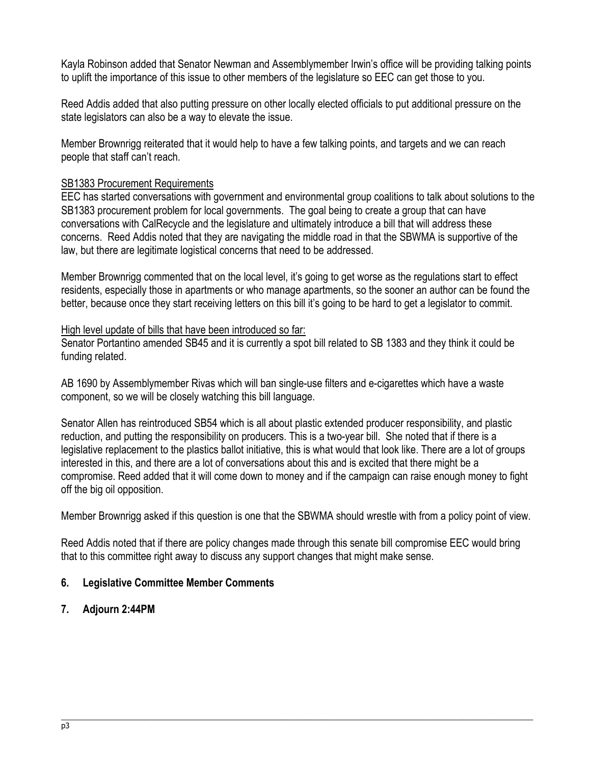Kayla Robinson added that Senator Newman and Assemblymember Irwin's office will be providing talking points to uplift the importance of this issue to other members of the legislature so EEC can get those to you.

Reed Addis added that also putting pressure on other locally elected officials to put additional pressure on the state legislators can also be a way to elevate the issue.

Member Brownrigg reiterated that it would help to have a few talking points, and targets and we can reach people that staff can't reach.

<u>SB1383 Procurement Requirements</u>

EEC has started conversations with government and environmental group coalitions to talk about solutions to the SB1383 procurement problem for local governments. The goal being to create a group that can have conversations with CalRecycle and the legislature and ultimately introduce a bill that will address these concerns. Reed Addis noted that they are navigating the middle road in that the SBWMA is supportive of the law, but there are legitimate logistical concerns that need to be addressed.

Member Brownrigg commented that on the local level, it's going to get worse as the regulations start to effect residents, especially those in apartments or who manage apartments, so the sooner an author can be found the better, because once they start receiving letters on this bill it's going to be hard to get a legislator to commit.

<u>High level update of bills that have been introduced so far:</u>

Senator Portantino amended SB45 and it is currently a spot bill related to SB 1383 and they think it could be funding related.

AB 1690 by Assemblymember Rivas which will ban single-use filters and e-cigarettes which have a waste component, so we will be closely watching this bill language.

Senator Allen has reintroduced SB54 which is all about plastic extended producer responsibility, and plastic reduction, and putting the responsibility on producers. This is a two-year bill. She noted that if there is a legislative replacement to the plastics ballot initiative, this is what would that look like. There are a lot of groups interested in this, and there are a lot of conversations about this and is excited that there might be a compromise. Reed added that it will come down to money and if the campaign can raise enough money to fight off the big oil opposition.

Member Brownrigg asked if this question is one that the SBWMA should wrestle with from a policy point of view.

Reed Addis noted that if there are policy changes made through this senate bill compromise EEC would bring that to this committee right away to discuss any support changes that might make sense.

**6. Legislative Committee Member Comments**

**7. Adjourn 2:44PM**